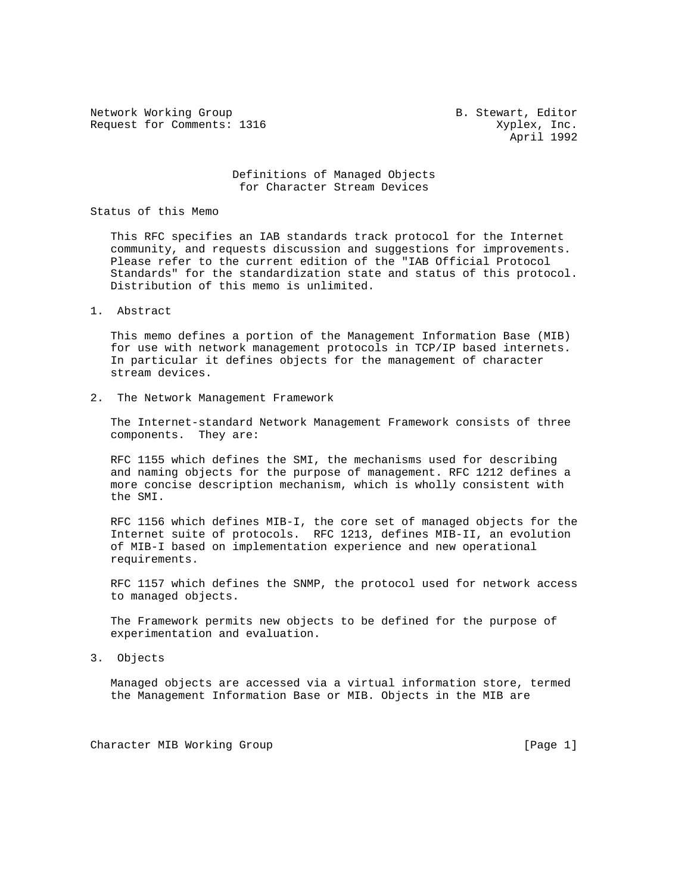Network Working Group                                    B. Stewart, Editor
Request for Comments: 1316                                    Xyplex, Inc.
                                                                 April 1992

# Definitions of Managed Objects for Character Stream Devices

## Status of this Memo

This RFC specifies an IAB standards track protocol for the Internet community, and requests discussion and suggestions for improvements. Please refer to the current edition of the "IAB Official Protocol Standards" for the standardization state and status of this protocol. Distribution of this memo is unlimited.

## 1. Abstract

This memo defines a portion of the Management Information Base (MIB) for use with network management protocols in TCP/IP based internets. In particular it defines objects for the management of character stream devices.

## 2. The Network Management Framework

The Internet-standard Network Management Framework consists of three components. They are:

RFC 1155 which defines the SMI, the mechanisms used for describing and naming objects for the purpose of management. RFC 1212 defines a more concise description mechanism, which is wholly consistent with the SMI.

RFC 1156 which defines MIB-I, the core set of managed objects for the Internet suite of protocols. RFC 1213, defines MIB-II, an evolution of MIB-I based on implementation experience and new operational requirements.

RFC 1157 which defines the SNMP, the protocol used for network access to managed objects.

The Framework permits new objects to be defined for the purpose of experimentation and evaluation.

## 3. Objects

Managed objects are accessed via a virtual information store, termed the Management Information Base or MIB. Objects in the MIB are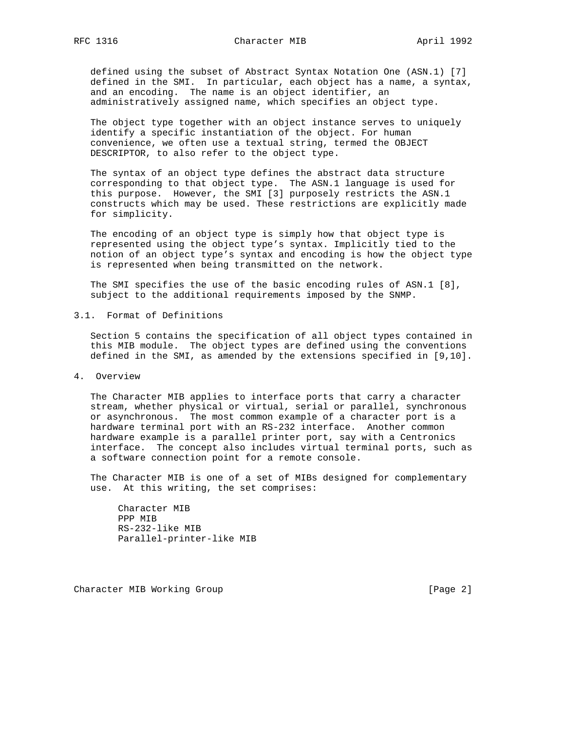defined using the subset of Abstract Syntax Notation One (ASN.1) [7] defined in the SMI. In particular, each object has a name, a syntax, and an encoding. The name is an object identifier, an administratively assigned name, which specifies an object type.

The object type together with an object instance serves to uniquely identify a specific instantiation of the object. For human convenience, we often use a textual string, termed the OBJECT DESCRIPTOR, to also refer to the object type.

The syntax of an object type defines the abstract data structure corresponding to that object type. The ASN.1 language is used for this purpose. However, the SMI [3] purposely restricts the ASN.1 constructs which may be used. These restrictions are explicitly made for simplicity.

The encoding of an object type is simply how that object type is represented using the object type's syntax. Implicitly tied to the notion of an object type's syntax and encoding is how the object type is represented when being transmitted on the network.

The SMI specifies the use of the basic encoding rules of ASN.1 [8], subject to the additional requirements imposed by the SNMP.

### 3.1. Format of Definitions

Section 5 contains the specification of all object types contained in this MIB module. The object types are defined using the conventions defined in the SMI, as amended by the extensions specified in [9,10].

## 4. Overview

The Character MIB applies to interface ports that carry a character stream, whether physical or virtual, serial or parallel, synchronous or asynchronous. The most common example of a character port is a hardware terminal port with an RS-232 interface. Another common hardware example is a parallel printer port, say with a Centronics interface. The concept also includes virtual terminal ports, such as a software connection point for a remote console.

The Character MIB is one of a set of MIBs designed for complementary use. At this writing, the set comprises:

- Character MIB
- PPP MIB
- RS-232-like MIB
- Parallel-printer-like MIB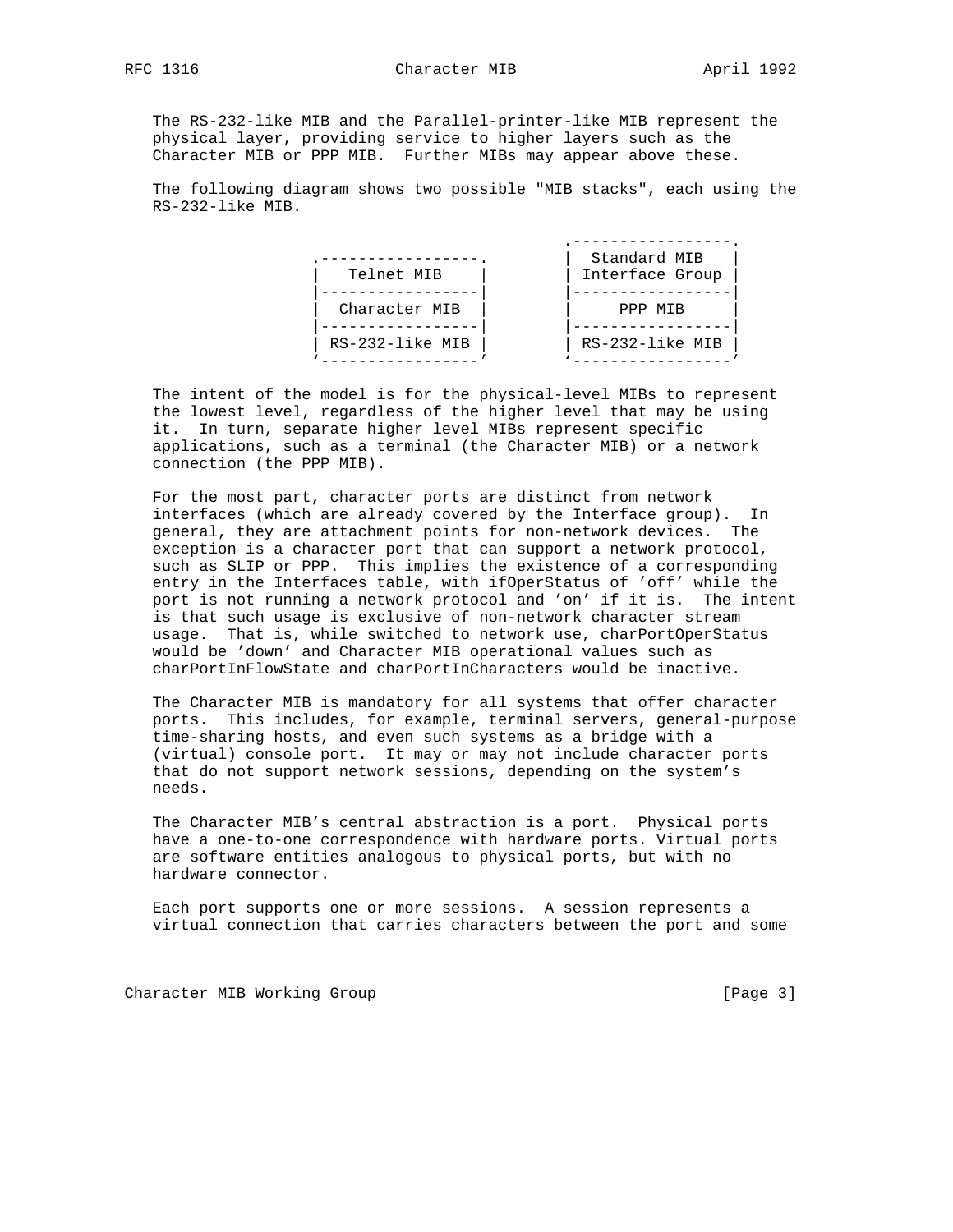The RS-232-like MIB and the Parallel-printer-like MIB represent the physical layer, providing service to higher layers such as the Character MIB or PPP MIB. Further MIBs may appear above these.

The following diagram shows two possible "MIB stacks", each using the RS-232-like MIB.

```
                                      .-----------------.
         .-----------------.          |  Standard MIB   |
         |   Telnet MIB    |          | Interface Group |
         |-----------------|          |-----------------|
         |  Character MIB  |          |     PPP MIB     |
         |-----------------|          |-----------------|
         | RS-232-like MIB |          | RS-232-like MIB |
         `-----------------'          `-----------------'
```

The intent of the model is for the physical-level MIBs to represent the lowest level, regardless of the higher level that may be using it. In turn, separate higher level MIBs represent specific applications, such as a terminal (the Character MIB) or a network connection (the PPP MIB).

For the most part, character ports are distinct from network interfaces (which are already covered by the Interface group). In general, they are attachment points for non-network devices. The exception is a character port that can support a network protocol, such as SLIP or PPP. This implies the existence of a corresponding entry in the Interfaces table, with ifOperStatus of 'off' while the port is not running a network protocol and 'on' if it is. The intent is that such usage is exclusive of non-network character stream usage. That is, while switched to network use, charPortOperStatus would be 'down' and Character MIB operational values such as charPortInFlowState and charPortInCharacters would be inactive.

The Character MIB is mandatory for all systems that offer character ports. This includes, for example, terminal servers, general-purpose time-sharing hosts, and even such systems as a bridge with a (virtual) console port. It may or may not include character ports that do not support network sessions, depending on the system's needs.

The Character MIB's central abstraction is a port. Physical ports have a one-to-one correspondence with hardware ports. Virtual ports are software entities analogous to physical ports, but with no hardware connector.

Each port supports one or more sessions. A session represents a virtual connection that carries characters between the port and some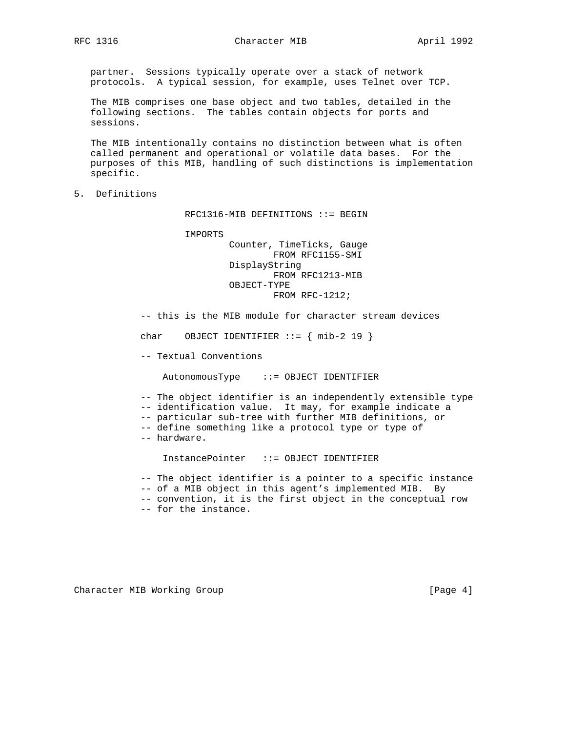partner. Sessions typically operate over a stack of network protocols. A typical session, for example, uses Telnet over TCP.

The MIB comprises one base object and two tables, detailed in the following sections. The tables contain objects for ports and sessions.

The MIB intentionally contains no distinction between what is often called permanent and operational or volatile data bases. For the purposes of this MIB, handling of such distinctions is implementation specific.

## 5. Definitions

```
                RFC1316-MIB DEFINITIONS ::= BEGIN

                IMPORTS
                        Counter, TimeTicks, Gauge
                                FROM RFC1155-SMI
                        DisplayString
                                FROM RFC1213-MIB
                        OBJECT-TYPE
                                FROM RFC-1212;

        -- this is the MIB module for character stream devices

        char    OBJECT IDENTIFIER ::= { mib-2 19 }

        -- Textual Conventions

            AutonomousType    ::= OBJECT IDENTIFIER

        -- The object identifier is an independently extensible type
        -- identification value.  It may, for example indicate a
        -- particular sub-tree with further MIB definitions, or
        -- define something like a protocol type or type of
        -- hardware.

            InstancePointer   ::= OBJECT IDENTIFIER

        -- The object identifier is a pointer to a specific instance
        -- of a MIB object in this agent's implemented MIB.  By
        -- convention, it is the first object in the conceptual row
        -- for the instance.
```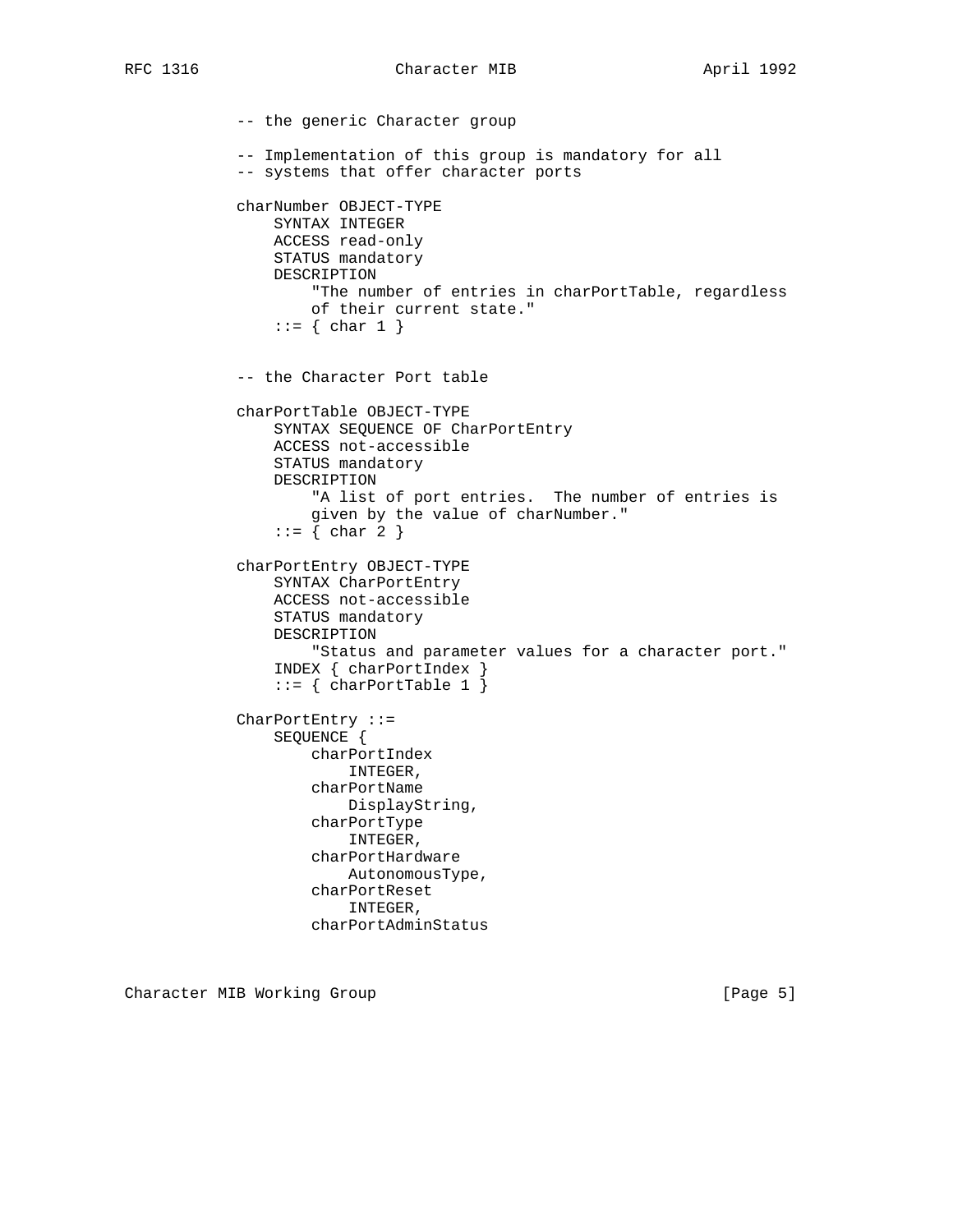```
-- the generic Character group

-- Implementation of this group is mandatory for all
-- systems that offer character ports

charNumber OBJECT-TYPE
    SYNTAX INTEGER
    ACCESS read-only
    STATUS mandatory
    DESCRIPTION
        "The number of entries in charPortTable, regardless
        of their current state."
    ::= { char 1 }


-- the Character Port table

charPortTable OBJECT-TYPE
    SYNTAX SEQUENCE OF CharPortEntry
    ACCESS not-accessible
    STATUS mandatory
    DESCRIPTION
        "A list of port entries.  The number of entries is
        given by the value of charNumber."
    ::= { char 2 }

charPortEntry OBJECT-TYPE
    SYNTAX CharPortEntry
    ACCESS not-accessible
    STATUS mandatory
    DESCRIPTION
        "Status and parameter values for a character port."
    INDEX { charPortIndex }
    ::= { charPortTable 1 }

CharPortEntry ::=
    SEQUENCE {
        charPortIndex
            INTEGER,
        charPortName
            DisplayString,
        charPortType
            INTEGER,
        charPortHardware
            AutonomousType,
        charPortReset
            INTEGER,
        charPortAdminStatus
```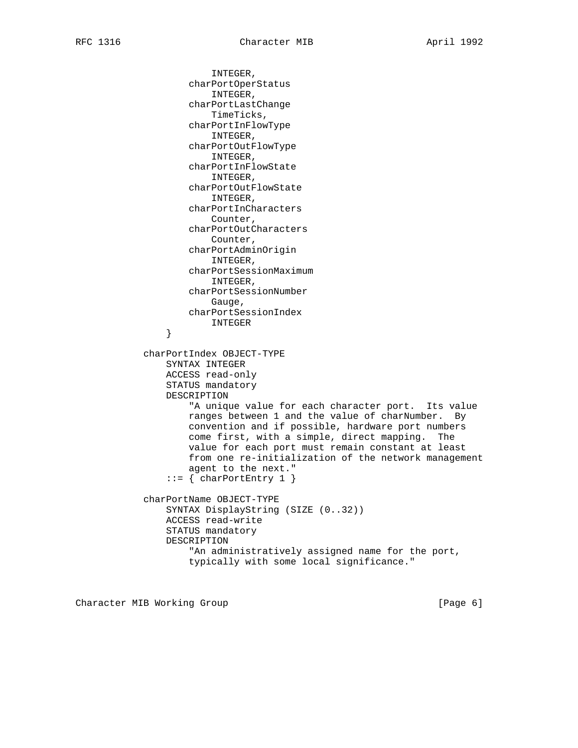```
                    INTEGER,
                charPortOperStatus
                    INTEGER,
                charPortLastChange
                    TimeTicks,
                charPortInFlowType
                    INTEGER,
                charPortOutFlowType
                    INTEGER,
                charPortInFlowState
                    INTEGER,
                charPortOutFlowState
                    INTEGER,
                charPortInCharacters
                    Counter,
                charPortOutCharacters
                    Counter,
                charPortAdminOrigin
                    INTEGER,
                charPortSessionMaximum
                    INTEGER,
                charPortSessionNumber
                    Gauge,
                charPortSessionIndex
                    INTEGER
            }

        charPortIndex OBJECT-TYPE
            SYNTAX INTEGER
            ACCESS read-only
            STATUS mandatory
            DESCRIPTION
                "A unique value for each character port.  Its value
                ranges between 1 and the value of charNumber.  By
                convention and if possible, hardware port numbers
                come first, with a simple, direct mapping.  The
                value for each port must remain constant at least
                from one re-initialization of the network management
                agent to the next."
            ::= { charPortEntry 1 }

        charPortName OBJECT-TYPE
            SYNTAX DisplayString (SIZE (0..32))
            ACCESS read-write
            STATUS mandatory
            DESCRIPTION
                "An administratively assigned name for the port,
                typically with some local significance."
```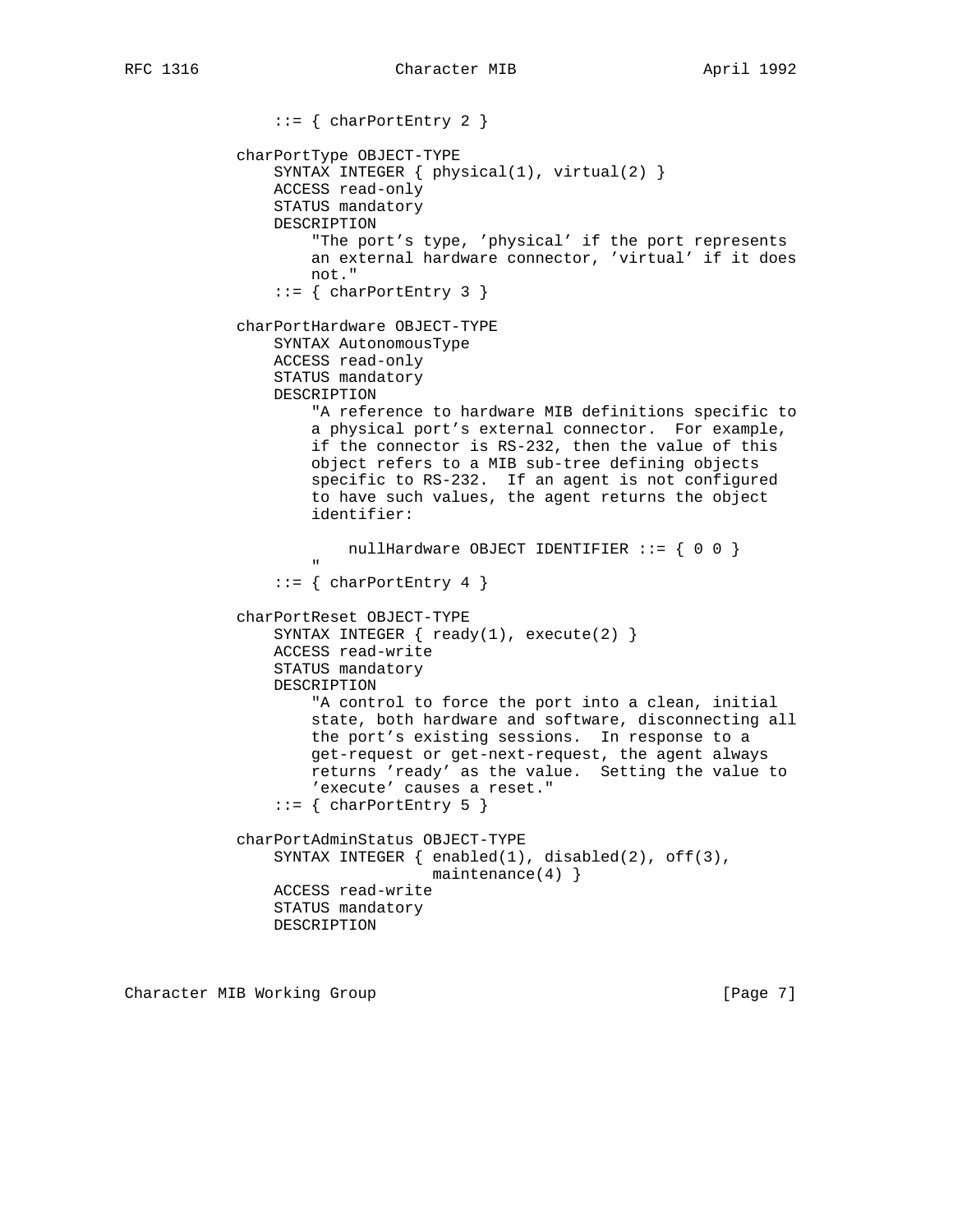```
              ::= { charPortEntry 2 }

          charPortType OBJECT-TYPE
              SYNTAX INTEGER { physical(1), virtual(2) }
              ACCESS read-only
              STATUS mandatory
              DESCRIPTION
                  "The port's type, 'physical' if the port represents
                  an external hardware connector, 'virtual' if it does
                  not."
              ::= { charPortEntry 3 }

          charPortHardware OBJECT-TYPE
              SYNTAX AutonomousType
              ACCESS read-only
              STATUS mandatory
              DESCRIPTION
                  "A reference to hardware MIB definitions specific to
                  a physical port's external connector.  For example,
                  if the connector is RS-232, then the value of this
                  object refers to a MIB sub-tree defining objects
                  specific to RS-232.  If an agent is not configured
                  to have such values, the agent returns the object
                  identifier:

                      nullHardware OBJECT IDENTIFIER ::= { 0 0 }
                  "
              ::= { charPortEntry 4 }

          charPortReset OBJECT-TYPE
              SYNTAX INTEGER { ready(1), execute(2) }
              ACCESS read-write
              STATUS mandatory
              DESCRIPTION
                  "A control to force the port into a clean, initial
                  state, both hardware and software, disconnecting all
                  the port's existing sessions.  In response to a
                  get-request or get-next-request, the agent always
                  returns 'ready' as the value.  Setting the value to
                  'execute' causes a reset."
              ::= { charPortEntry 5 }

          charPortAdminStatus OBJECT-TYPE
              SYNTAX INTEGER { enabled(1), disabled(2), off(3),
                               maintenance(4) }
              ACCESS read-write
              STATUS mandatory
              DESCRIPTION
```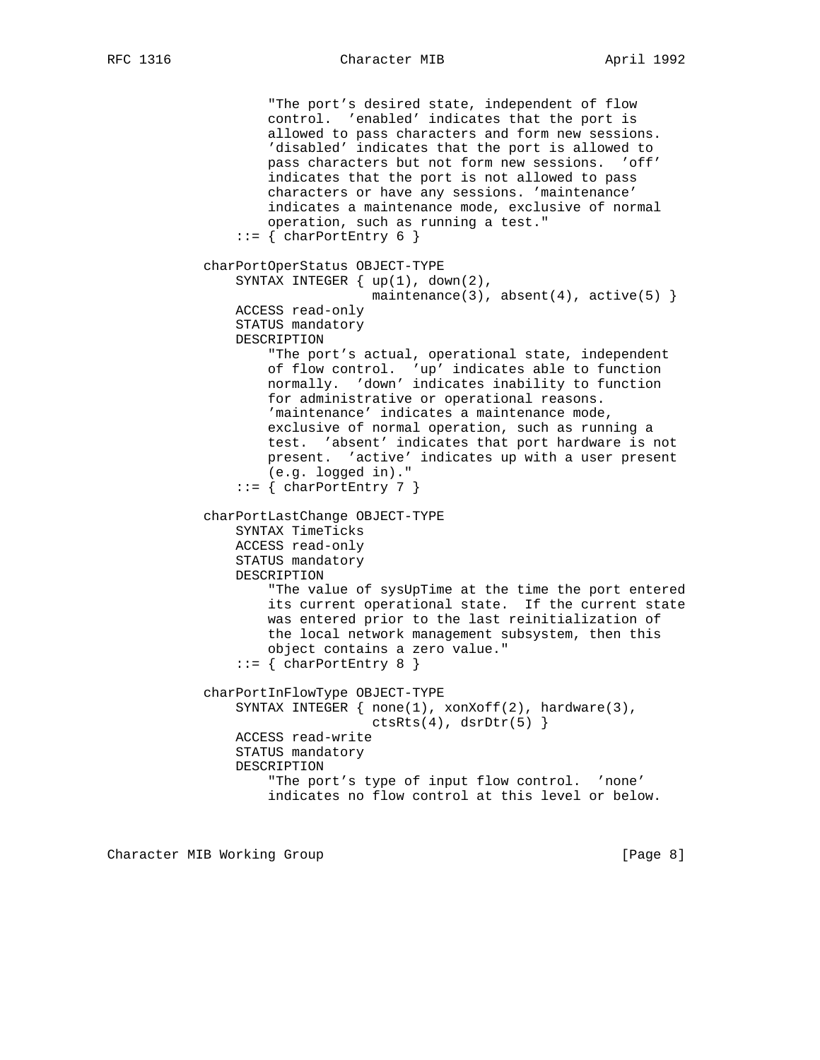```
            "The port's desired state, independent of flow
            control.  'enabled' indicates that the port is
            allowed to pass characters and form new sessions.
            'disabled' indicates that the port is allowed to
            pass characters but not form new sessions.  'off'
            indicates that the port is not allowed to pass
            characters or have any sessions. 'maintenance'
            indicates a maintenance mode, exclusive of normal
            operation, such as running a test."
        ::= { charPortEntry 6 }

    charPortOperStatus OBJECT-TYPE
        SYNTAX INTEGER { up(1), down(2),
                         maintenance(3), absent(4), active(5) }
        ACCESS read-only
        STATUS mandatory
        DESCRIPTION
            "The port's actual, operational state, independent
            of flow control.  'up' indicates able to function
            normally.  'down' indicates inability to function
            for administrative or operational reasons.
            'maintenance' indicates a maintenance mode,
            exclusive of normal operation, such as running a
            test.  'absent' indicates that port hardware is not
            present.  'active' indicates up with a user present
            (e.g. logged in)."
        ::= { charPortEntry 7 }

    charPortLastChange OBJECT-TYPE
        SYNTAX TimeTicks
        ACCESS read-only
        STATUS mandatory
        DESCRIPTION
            "The value of sysUpTime at the time the port entered
            its current operational state.  If the current state
            was entered prior to the last reinitialization of
            the local network management subsystem, then this
            object contains a zero value."
        ::= { charPortEntry 8 }

    charPortInFlowType OBJECT-TYPE
        SYNTAX INTEGER { none(1), xonXoff(2), hardware(3),
                         ctsRts(4), dsrDtr(5) }
        ACCESS read-write
        STATUS mandatory
        DESCRIPTION
            "The port's type of input flow control.  'none'
            indicates no flow control at this level or below.
```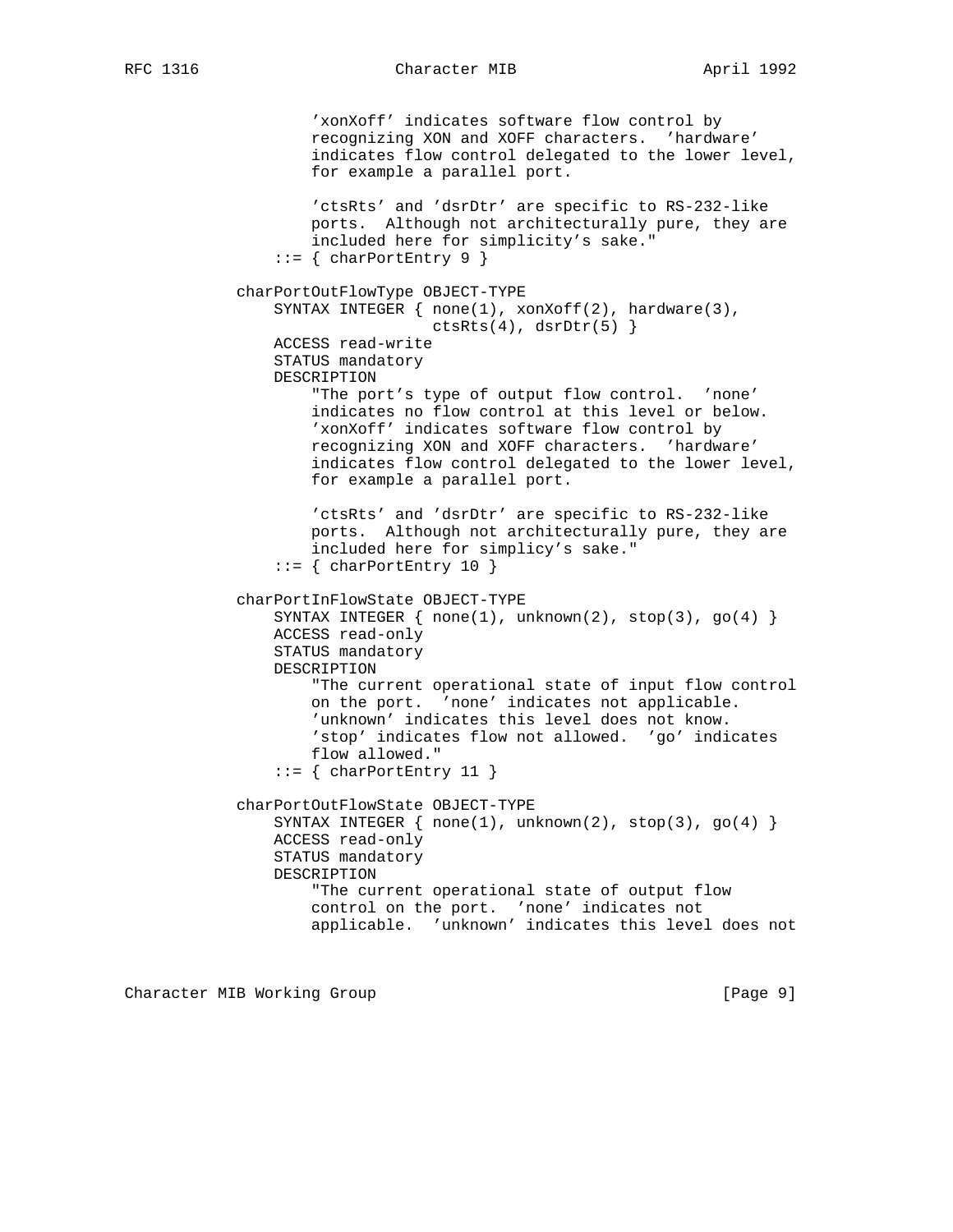```
               'xonXoff' indicates software flow control by
               recognizing XON and XOFF characters.  'hardware'
               indicates flow control delegated to the lower level,
               for example a parallel port.

               'ctsRts' and 'dsrDtr' are specific to RS-232-like
               ports.  Although not architecturally pure, they are
               included here for simplicity's sake."
           ::= { charPortEntry 9 }

       charPortOutFlowType OBJECT-TYPE
           SYNTAX INTEGER { none(1), xonXoff(2), hardware(3),
                            ctsRts(4), dsrDtr(5) }
           ACCESS read-write
           STATUS mandatory
           DESCRIPTION
               "The port's type of output flow control.  'none'
               indicates no flow control at this level or below.
               'xonXoff' indicates software flow control by
               recognizing XON and XOFF characters.  'hardware'
               indicates flow control delegated to the lower level,
               for example a parallel port.

               'ctsRts' and 'dsrDtr' are specific to RS-232-like
               ports.  Although not architecturally pure, they are
               included here for simplicy's sake."
           ::= { charPortEntry 10 }

       charPortInFlowState OBJECT-TYPE
           SYNTAX INTEGER { none(1), unknown(2), stop(3), go(4) }
           ACCESS read-only
           STATUS mandatory
           DESCRIPTION
               "The current operational state of input flow control
               on the port.  'none' indicates not applicable.
               'unknown' indicates this level does not know.
               'stop' indicates flow not allowed.  'go' indicates
               flow allowed."
           ::= { charPortEntry 11 }

       charPortOutFlowState OBJECT-TYPE
           SYNTAX INTEGER { none(1), unknown(2), stop(3), go(4) }
           ACCESS read-only
           STATUS mandatory
           DESCRIPTION
               "The current operational state of output flow
               control on the port.  'none' indicates not
               applicable.  'unknown' indicates this level does not
```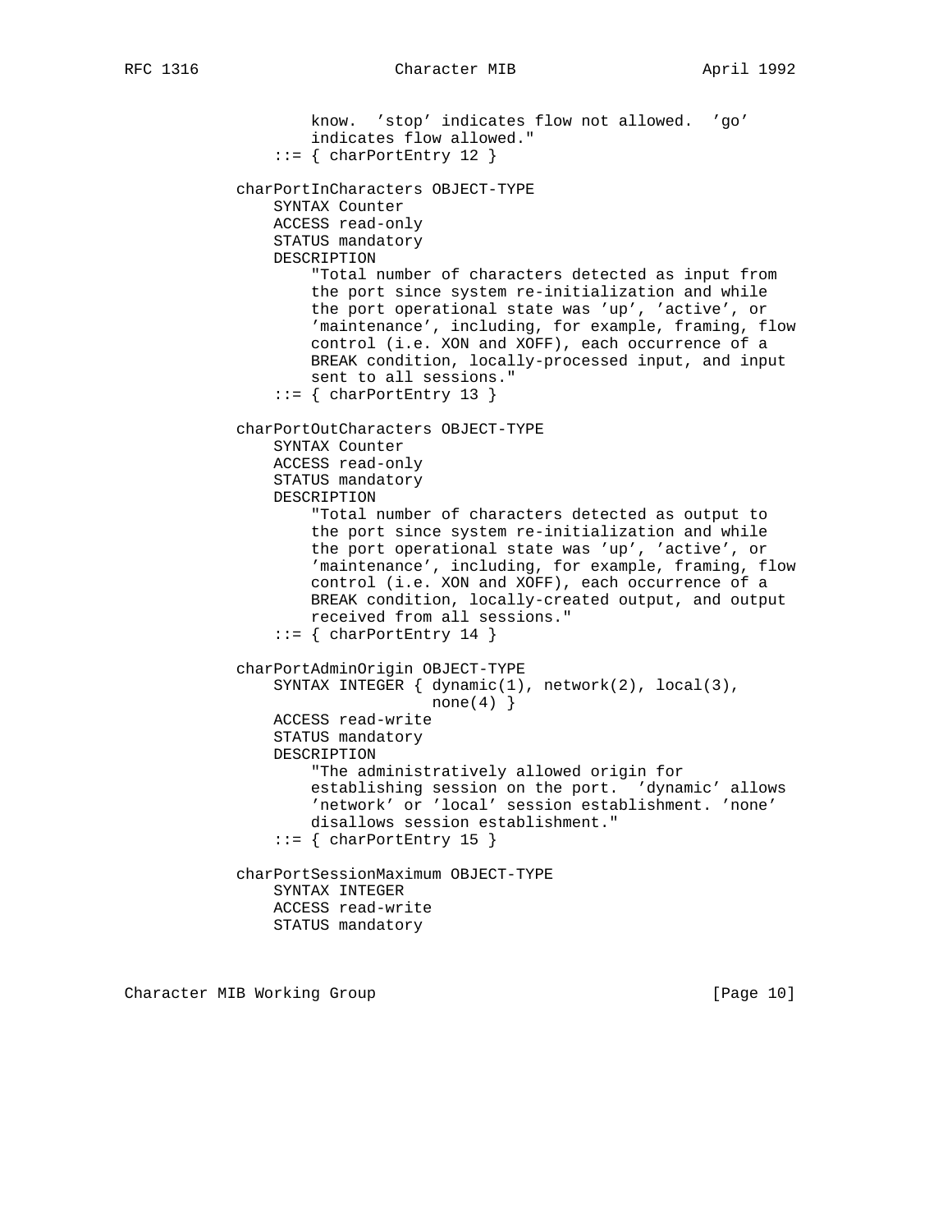```
                   know.  'stop' indicates flow not allowed.  'go'
                   indicates flow allowed."
               ::= { charPortEntry 12 }

           charPortInCharacters OBJECT-TYPE
               SYNTAX Counter
               ACCESS read-only
               STATUS mandatory
               DESCRIPTION
                   "Total number of characters detected as input from
                   the port since system re-initialization and while
                   the port operational state was 'up', 'active', or
                   'maintenance', including, for example, framing, flow
                   control (i.e. XON and XOFF), each occurrence of a
                   BREAK condition, locally-processed input, and input
                   sent to all sessions."
               ::= { charPortEntry 13 }

           charPortOutCharacters OBJECT-TYPE
               SYNTAX Counter
               ACCESS read-only
               STATUS mandatory
               DESCRIPTION
                   "Total number of characters detected as output to
                   the port since system re-initialization and while
                   the port operational state was 'up', 'active', or
                   'maintenance', including, for example, framing, flow
                   control (i.e. XON and XOFF), each occurrence of a
                   BREAK condition, locally-created output, and output
                   received from all sessions."
               ::= { charPortEntry 14 }

           charPortAdminOrigin OBJECT-TYPE
               SYNTAX INTEGER { dynamic(1), network(2), local(3),
                                none(4) }
               ACCESS read-write
               STATUS mandatory
               DESCRIPTION
                   "The administratively allowed origin for
                   establishing session on the port.  'dynamic' allows
                   'network' or 'local' session establishment. 'none'
                   disallows session establishment."
               ::= { charPortEntry 15 }

           charPortSessionMaximum OBJECT-TYPE
               SYNTAX INTEGER
               ACCESS read-write
               STATUS mandatory
```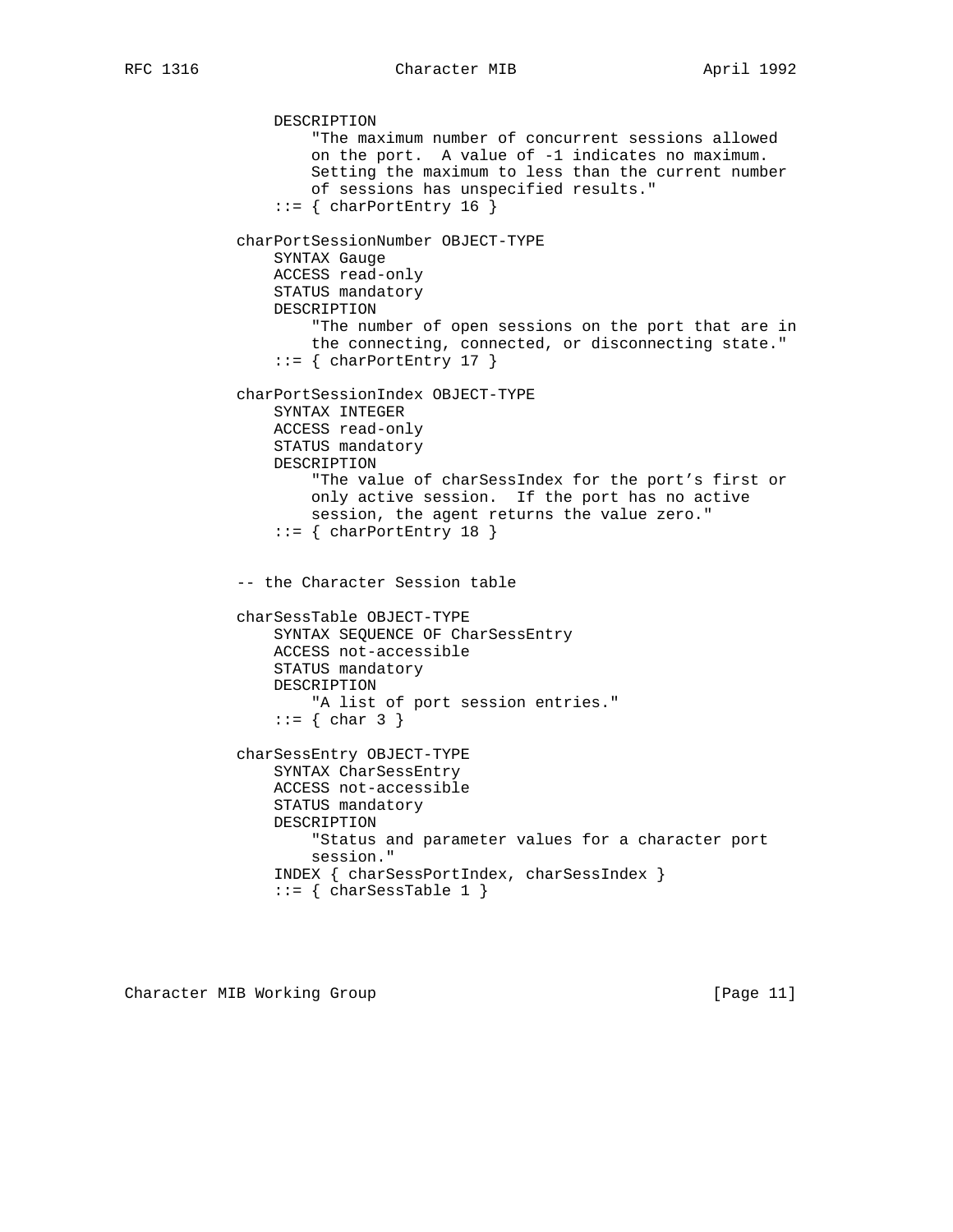```
               DESCRIPTION
                   "The maximum number of concurrent sessions allowed
                   on the port.  A value of -1 indicates no maximum.
                   Setting the maximum to less than the current number
                   of sessions has unspecified results."
               ::= { charPortEntry 16 }

           charPortSessionNumber OBJECT-TYPE
               SYNTAX Gauge
               ACCESS read-only
               STATUS mandatory
               DESCRIPTION
                   "The number of open sessions on the port that are in
                   the connecting, connected, or disconnecting state."
               ::= { charPortEntry 17 }

           charPortSessionIndex OBJECT-TYPE
               SYNTAX INTEGER
               ACCESS read-only
               STATUS mandatory
               DESCRIPTION
                   "The value of charSessIndex for the port's first or
                   only active session.  If the port has no active
                   session, the agent returns the value zero."
               ::= { charPortEntry 18 }


           -- the Character Session table

           charSessTable OBJECT-TYPE
               SYNTAX SEQUENCE OF CharSessEntry
               ACCESS not-accessible
               STATUS mandatory
               DESCRIPTION
                   "A list of port session entries."
               ::= { char 3 }

           charSessEntry OBJECT-TYPE
               SYNTAX CharSessEntry
               ACCESS not-accessible
               STATUS mandatory
               DESCRIPTION
                   "Status and parameter values for a character port
                   session."
               INDEX { charSessPortIndex, charSessIndex }
               ::= { charSessTable 1 }
```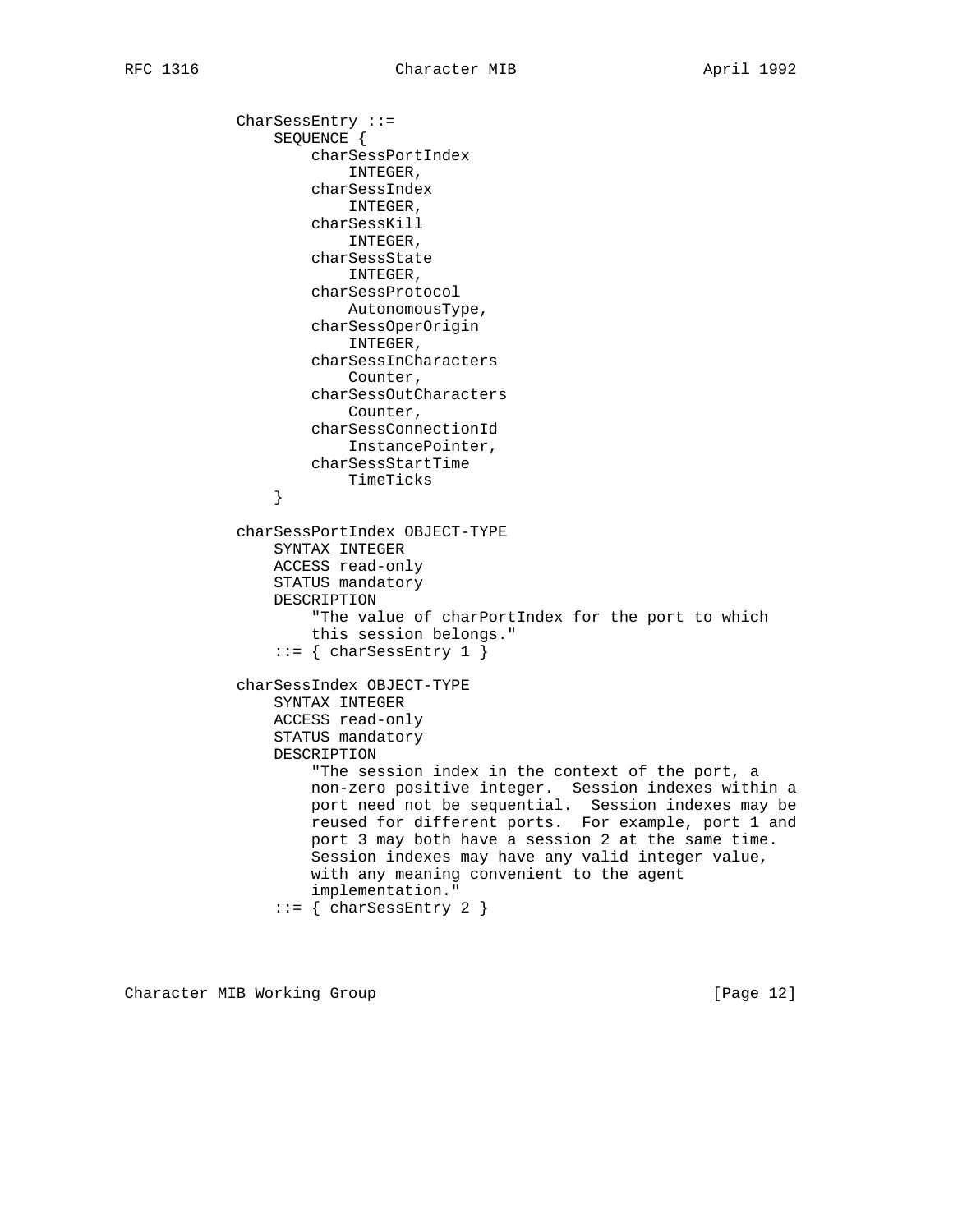```
CharSessEntry ::=
    SEQUENCE {
        charSessPortIndex
            INTEGER,
        charSessIndex
            INTEGER,
        charSessKill
            INTEGER,
        charSessState
            INTEGER,
        charSessProtocol
            AutonomousType,
        charSessOperOrigin
            INTEGER,
        charSessInCharacters
            Counter,
        charSessOutCharacters
            Counter,
        charSessConnectionId
            InstancePointer,
        charSessStartTime
            TimeTicks
    }

charSessPortIndex OBJECT-TYPE
    SYNTAX INTEGER
    ACCESS read-only
    STATUS mandatory
    DESCRIPTION
        "The value of charPortIndex for the port to which
        this session belongs."
    ::= { charSessEntry 1 }

charSessIndex OBJECT-TYPE
    SYNTAX INTEGER
    ACCESS read-only
    STATUS mandatory
    DESCRIPTION
        "The session index in the context of the port, a
        non-zero positive integer.  Session indexes within a
        port need not be sequential.  Session indexes may be
        reused for different ports.  For example, port 1 and
        port 3 may both have a session 2 at the same time.
        Session indexes may have any valid integer value,
        with any meaning convenient to the agent
        implementation."
    ::= { charSessEntry 2 }
```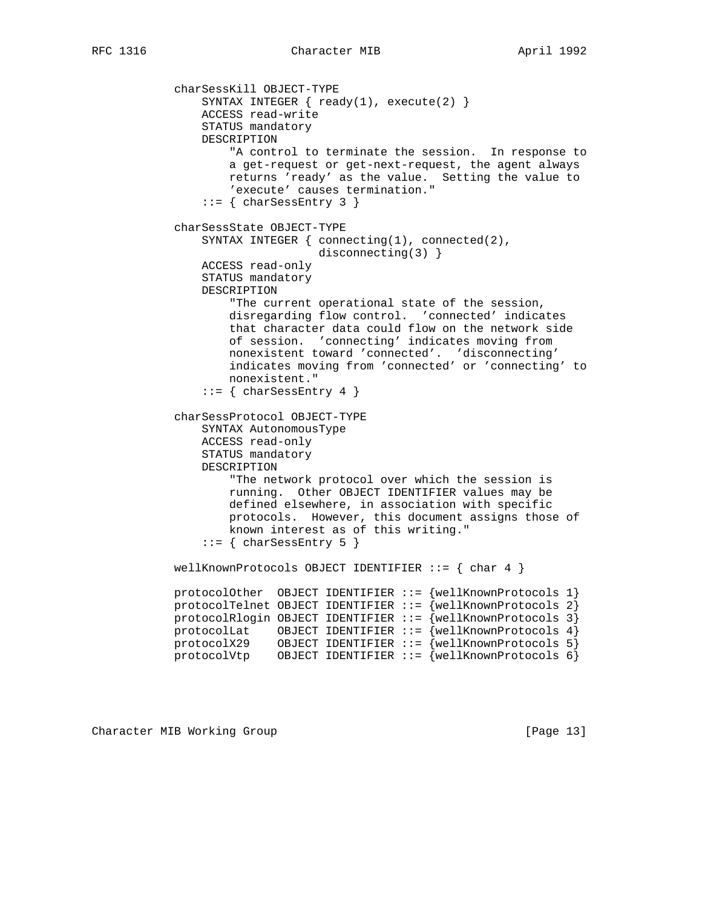```
charSessKill OBJECT-TYPE
    SYNTAX INTEGER { ready(1), execute(2) }
    ACCESS read-write
    STATUS mandatory
    DESCRIPTION
        "A control to terminate the session.  In response to
        a get-request or get-next-request, the agent always
        returns 'ready' as the value.  Setting the value to
        'execute' causes termination."
    ::= { charSessEntry 3 }

charSessState OBJECT-TYPE
    SYNTAX INTEGER { connecting(1), connected(2),
                     disconnecting(3) }
    ACCESS read-only
    STATUS mandatory
    DESCRIPTION
        "The current operational state of the session,
        disregarding flow control.  'connected' indicates
        that character data could flow on the network side
        of session.  'connecting' indicates moving from
        nonexistent toward 'connected'.  'disconnecting'
        indicates moving from 'connected' or 'connecting' to
        nonexistent."
    ::= { charSessEntry 4 }

charSessProtocol OBJECT-TYPE
    SYNTAX AutonomousType
    ACCESS read-only
    STATUS mandatory
    DESCRIPTION
        "The network protocol over which the session is
        running.  Other OBJECT IDENTIFIER values may be
        defined elsewhere, in association with specific
        protocols.  However, this document assigns those of
        known interest as of this writing."
    ::= { charSessEntry 5 }

wellKnownProtocols OBJECT IDENTIFIER ::= { char 4 }

protocolOther  OBJECT IDENTIFIER ::= {wellKnownProtocols 1}
protocolTelnet OBJECT IDENTIFIER ::= {wellKnownProtocols 2}
protocolRlogin OBJECT IDENTIFIER ::= {wellKnownProtocols 3}
protocolLat    OBJECT IDENTIFIER ::= {wellKnownProtocols 4}
protocolX29    OBJECT IDENTIFIER ::= {wellKnownProtocols 5}
protocolVtp    OBJECT IDENTIFIER ::= {wellKnownProtocols 6}
```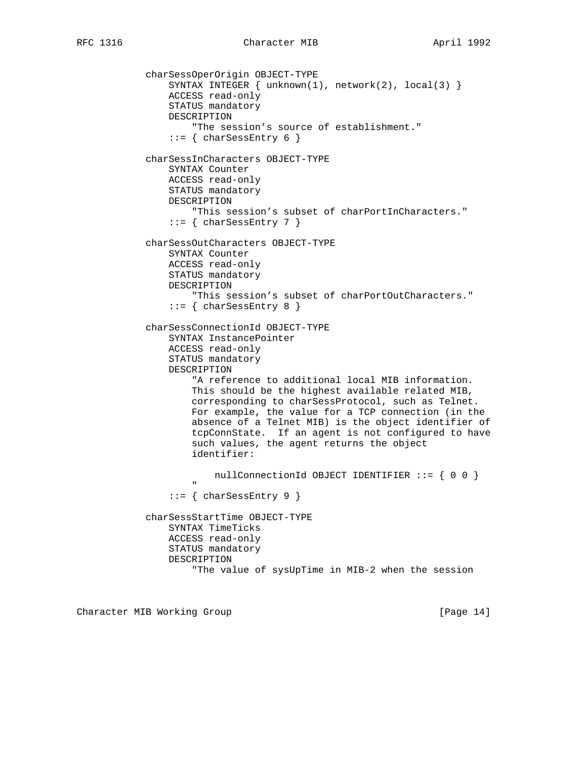```
          charSessOperOrigin OBJECT-TYPE
              SYNTAX INTEGER { unknown(1), network(2), local(3) }
              ACCESS read-only
              STATUS mandatory
              DESCRIPTION
                  "The session's source of establishment."
              ::= { charSessEntry 6 }

          charSessInCharacters OBJECT-TYPE
              SYNTAX Counter
              ACCESS read-only
              STATUS mandatory
              DESCRIPTION
                  "This session's subset of charPortInCharacters."
              ::= { charSessEntry 7 }

          charSessOutCharacters OBJECT-TYPE
              SYNTAX Counter
              ACCESS read-only
              STATUS mandatory
              DESCRIPTION
                  "This session's subset of charPortOutCharacters."
              ::= { charSessEntry 8 }

          charSessConnectionId OBJECT-TYPE
              SYNTAX InstancePointer
              ACCESS read-only
              STATUS mandatory
              DESCRIPTION
                  "A reference to additional local MIB information.
                  This should be the highest available related MIB,
                  corresponding to charSessProtocol, such as Telnet.
                  For example, the value for a TCP connection (in the
                  absence of a Telnet MIB) is the object identifier of
                  tcpConnState.  If an agent is not configured to have
                  such values, the agent returns the object
                  identifier:

                      nullConnectionId OBJECT IDENTIFIER ::= { 0 0 }
                  "
              ::= { charSessEntry 9 }

          charSessStartTime OBJECT-TYPE
              SYNTAX TimeTicks
              ACCESS read-only
              STATUS mandatory
              DESCRIPTION
                  "The value of sysUpTime in MIB-2 when the session
```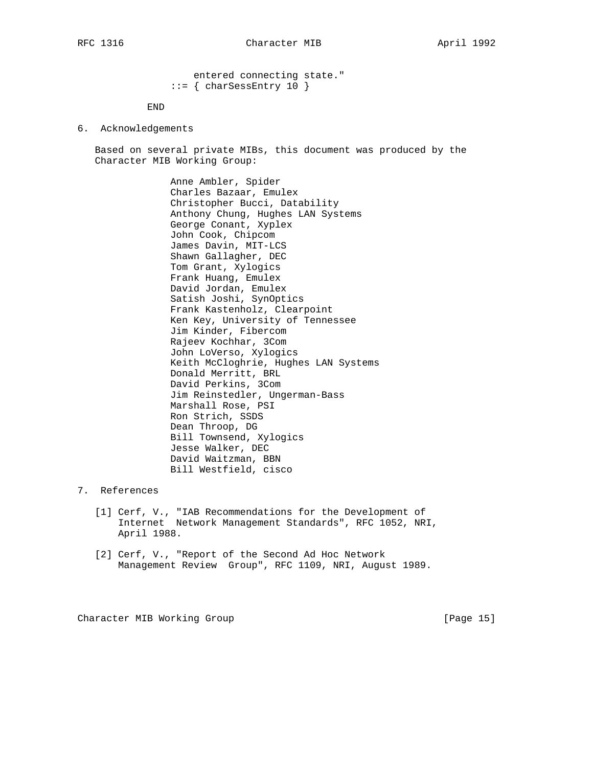```
                   entered connecting state."
               ::= { charSessEntry 10 }

           END
```

## 6. Acknowledgements

Based on several private MIBs, this document was produced by the Character MIB Working Group:

Anne Ambler, Spider
Charles Bazaar, Emulex
Christopher Bucci, Datability
Anthony Chung, Hughes LAN Systems
George Conant, Xyplex
John Cook, Chipcom
James Davin, MIT-LCS
Shawn Gallagher, DEC
Tom Grant, Xylogics
Frank Huang, Emulex
David Jordan, Emulex
Satish Joshi, SynOptics
Frank Kastenholz, Clearpoint
Ken Key, University of Tennessee
Jim Kinder, Fibercom
Rajeev Kochhar, 3Com
John LoVerso, Xylogics
Keith McCloghrie, Hughes LAN Systems
Donald Merritt, BRL
David Perkins, 3Com
Jim Reinstedler, Ungerman-Bass
Marshall Rose, PSI
Ron Strich, SSDS
Dean Throop, DG
Bill Townsend, Xylogics
Jesse Walker, DEC
David Waitzman, BBN
Bill Westfield, cisco

## 7. References

[1] Cerf, V., "IAB Recommendations for the Development of Internet Network Management Standards", RFC 1052, NRI, April 1988.

[2] Cerf, V., "Report of the Second Ad Hoc Network Management Review Group", RFC 1109, NRI, August 1989.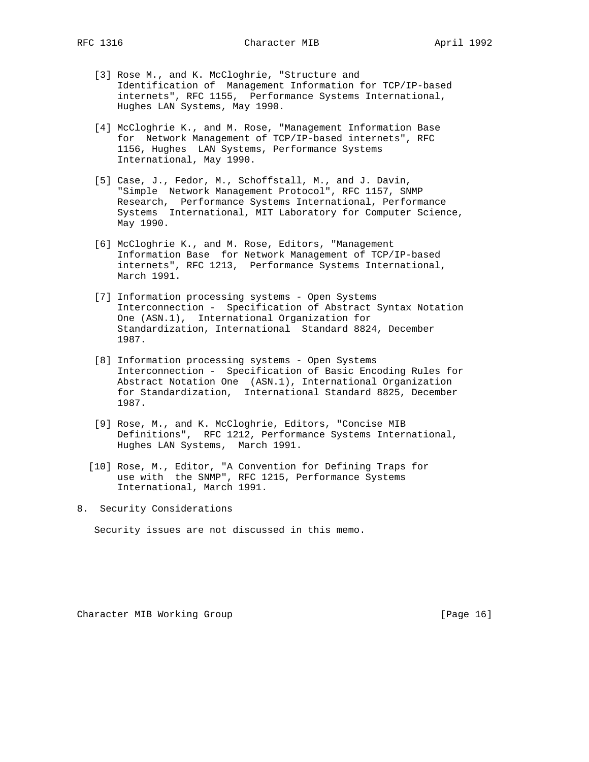[3] Rose M., and K. McCloghrie, "Structure and Identification of Management Information for TCP/IP-based internets", RFC 1155, Performance Systems International, Hughes LAN Systems, May 1990.

[4] McCloghrie K., and M. Rose, "Management Information Base for Network Management of TCP/IP-based internets", RFC 1156, Hughes LAN Systems, Performance Systems International, May 1990.

[5] Case, J., Fedor, M., Schoffstall, M., and J. Davin, "Simple Network Management Protocol", RFC 1157, SNMP Research, Performance Systems International, Performance Systems International, MIT Laboratory for Computer Science, May 1990.

[6] McCloghrie K., and M. Rose, Editors, "Management Information Base for Network Management of TCP/IP-based internets", RFC 1213, Performance Systems International, March 1991.

[7] Information processing systems - Open Systems Interconnection - Specification of Abstract Syntax Notation One (ASN.1), International Organization for Standardization, International Standard 8824, December 1987.

[8] Information processing systems - Open Systems Interconnection - Specification of Basic Encoding Rules for Abstract Notation One (ASN.1), International Organization for Standardization, International Standard 8825, December 1987.

[9] Rose, M., and K. McCloghrie, Editors, "Concise MIB Definitions", RFC 1212, Performance Systems International, Hughes LAN Systems, March 1991.

[10] Rose, M., Editor, "A Convention for Defining Traps for use with the SNMP", RFC 1215, Performance Systems International, March 1991.

## 8. Security Considerations

Security issues are not discussed in this memo.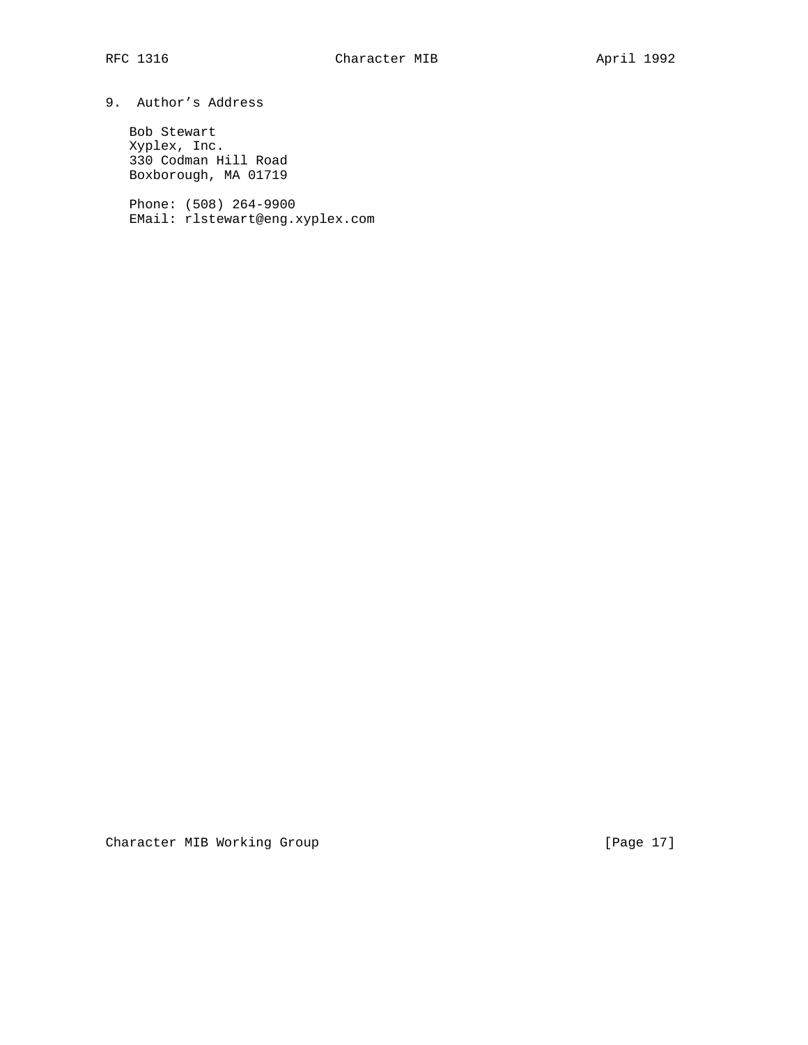## 9. Author's Address

Bob Stewart
Xyplex, Inc.
330 Codman Hill Road
Boxborough, MA 01719

Phone: (508) 264-9900
EMail: rlstewart@eng.xyplex.com